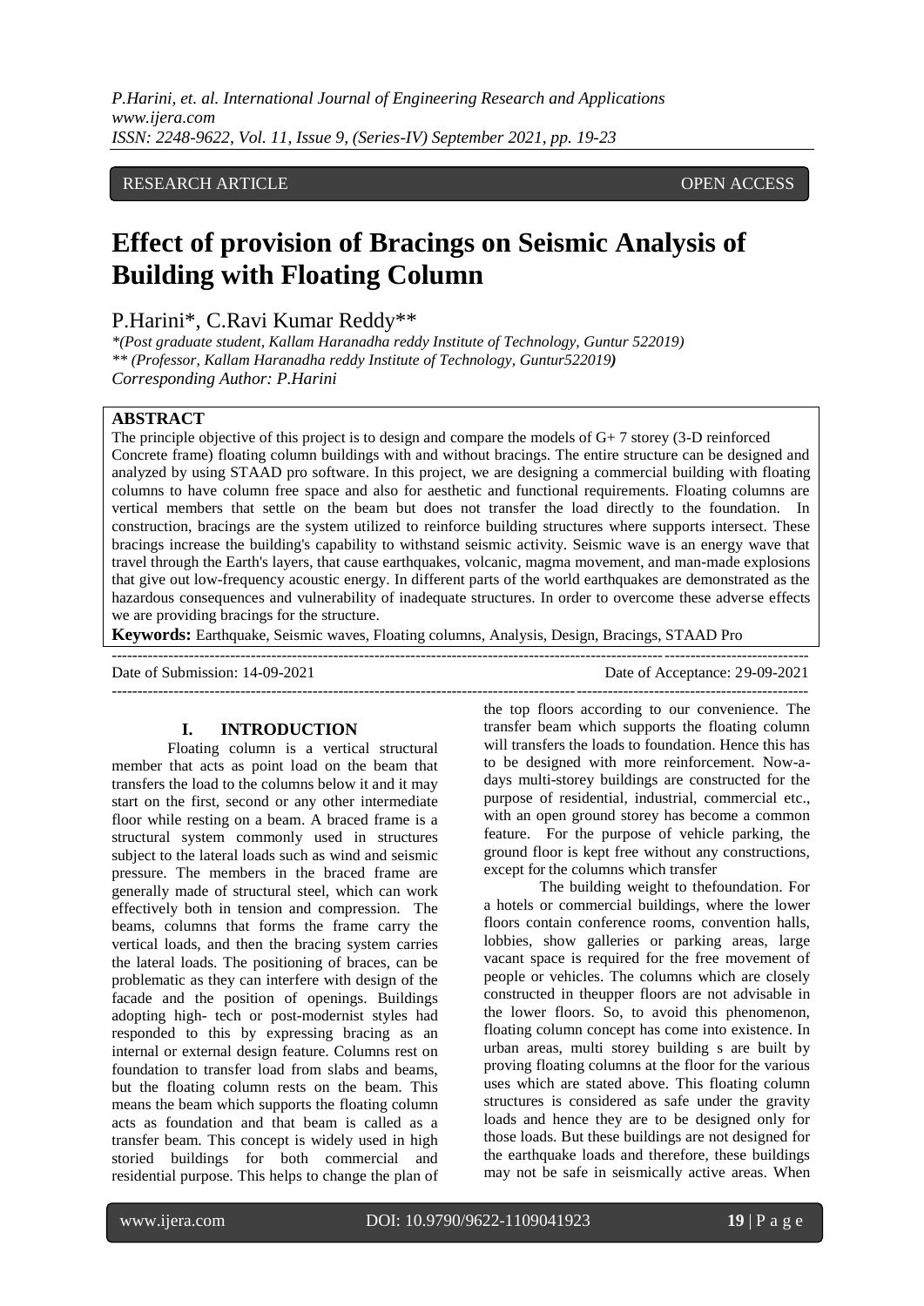RESEARCH ARTICLE OPEN ACCESS

# Effect of provision of Bracings on Seismic Analysis of Building with Floating Column

P.Harini*, C.Ravi Kumar Reddy**

*\*(Post graduate student, Kallam Haranadha reddy Institute of Technology, Guntur 522019)*
*\*\* (Professor, Kallam Haranadha reddy Institute of Technology, Guntur522019)*
*Corresponding Author: P.Harini*

## ABSTRACT

The principle objective of this project is to design and compare the models of G+ 7 storey (3-D reinforced Concrete frame) floating column buildings with and without bracings. The entire structure can be designed and analyzed by using STAAD pro software. In this project, we are designing a commercial building with floating columns to have column free space and also for aesthetic and functional requirements. Floating columns are vertical members that settle on the beam but does not transfer the load directly to the foundation. In construction, bracings are the system utilized to reinforce building structures where supports intersect. These bracings increase the building's capability to withstand seismic activity. Seismic wave is an energy wave that travel through the Earth's layers, that cause earthquakes, volcanic, magma movement, and man-made explosions that give out low-frequency acoustic energy. In different parts of the world earthquakes are demonstrated as the hazardous consequences and vulnerability of inadequate structures. In order to overcome these adverse effects we are providing bracings for the structure.

**Keywords:** Earthquake, Seismic waves, Floating columns, Analysis, Design, Bracings, STAAD Pro

Date of Submission: 14-09-2021 Date of Acceptance: 29-09-2021

## I. INTRODUCTION

Floating column is a vertical structural member that acts as point load on the beam that transfers the load to the columns below it and it may start on the first, second or any other intermediate floor while resting on a beam. A braced frame is a structural system commonly used in structures subject to the lateral loads such as wind and seismic pressure. The members in the braced frame are generally made of structural steel, which can work effectively both in tension and compression. The beams, columns that forms the frame carry the vertical loads, and then the bracing system carries the lateral loads. The positioning of braces, can be problematic as they can interfere with design of the facade and the position of openings. Buildings adopting high- tech or post-modernist styles had responded to this by expressing bracing as an internal or external design feature. Columns rest on foundation to transfer load from slabs and beams, but the floating column rests on the beam. This means the beam which supports the floating column acts as foundation and that beam is called as a transfer beam. This concept is widely used in high storied buildings for both commercial and residential purpose. This helps to change the plan of the top floors according to our convenience. The transfer beam which supports the floating column will transfers the loads to foundation. Hence this has to be designed with more reinforcement. Now-a-days multi-storey buildings are constructed for the purpose of residential, industrial, commercial etc., with an open ground storey has become a common feature. For the purpose of vehicle parking, the ground floor is kept free without any constructions, except for the columns which transfer

The building weight to thefoundation. For a hotels or commercial buildings, where the lower floors contain conference rooms, convention halls, lobbies, show galleries or parking areas, large vacant space is required for the free movement of people or vehicles. The columns which are closely constructed in theupper floors are not advisable in the lower floors. So, to avoid this phenomenon, floating column concept has come into existence. In urban areas, multi storey building s are built by proving floating columns at the floor for the various uses which are stated above. This floating column structures is considered as safe under the gravity loads and hence they are to be designed only for those loads. But these buildings are not designed for the earthquake loads and therefore, these buildings may not be safe in seismically active areas. When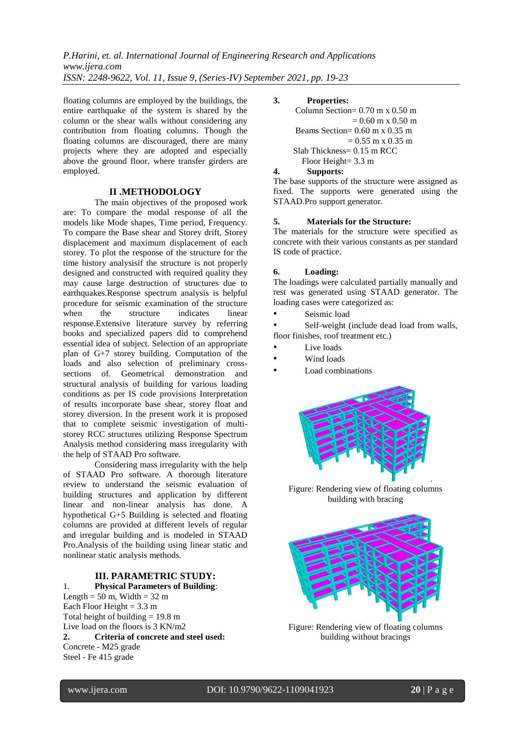floating columns are employed by the buildings, the entire earthquake of the system is shared by the column or the shear walls without considering any contribution from floating columns. Though the floating columns are discouraged, there are many projects where they are adopted and especially above the ground floor, where transfer girders are employed.

## II .METHODOLOGY

The main objectives of the proposed work are: To compare the modal response of all the models like Mode shapes, Time period, Frequency. To compare the Base shear and Storey drift, Storey displacement and maximum displacement of each storey. To plot the response of the structure for the time history analysisif the structure is not properly designed and constructed with required quality they may cause large destruction of structures due to earthquakes.Response spectrum analysis is helpful procedure for seismic examination of the structure when the structure indicates linear response.Extensive literature survey by referring books and specialized papers did to comprehend essential idea of subject. Selection of an appropriate plan of G+7 storey building. Computation of the loads and also selection of preliminary cross-sections of. Geometrical demonstration and structural analysis of building for various loading conditions as per IS code provisions Interpretation of results incorporate base shear, storey float and storey diversion. In the present work it is proposed that to complete seismic investigation of multi-storey RCC structures utilizing Response Spectrum Analysis method considering mass irregularity with the help of STAAD Pro software.

Considering mass irregularity with the help of STAAD Pro software. A thorough literature review to understand the seismic evaluation of building structures and application by different linear and non-linear analysis has done. A hypothetical G+5 Building is selected and floating columns are provided at different levels of regular and irregular building and is modeled in STAAD Pro.Analysis of the building using linear static and nonlinear static analysis methods.

## III. PARAMETRIC STUDY:

1. **Physical Parameters of Building**:

Length = 50 m, Width = 32 m
Each Floor Height = 3.3 m
Total height of building = 19.8 m
Live load on the floors is 3 KN/m2

2. **Criteria of concrete and steel used:**

Concrete - M25 grade
Steel - Fe 415 grade

3. **Properties:**

Column Section= 0.70 m x 0.50 m
= 0.60 m x 0.50 m
Beams Section= 0.60 m x 0.35 m
= 0.55 m x 0.35 m
Slab Thickness= 0.15 m RCC
Floor Height= 3.3 m

4. **Supports:**

The base supports of the structure were assigned as fixed. The supports were generated using the STAAD.Pro support generator.

5. **Materials for the Structure:**

The materials for the structure were specified as concrete with their various constants as per standard IS code of practice.

6. **Loading:**

The loadings were calculated partially manually and rest was generated using STAAD generator. The loading cases were categorized as:

- Seismic load
- Self-weight (include dead load from walls, floor finishes, roof treatment etc.)
- Live loads
- Wind loads
- Load combinations

Figure: Rendering view of floating columns building with bracing

Figure: Rendering view of floating columns building without bracings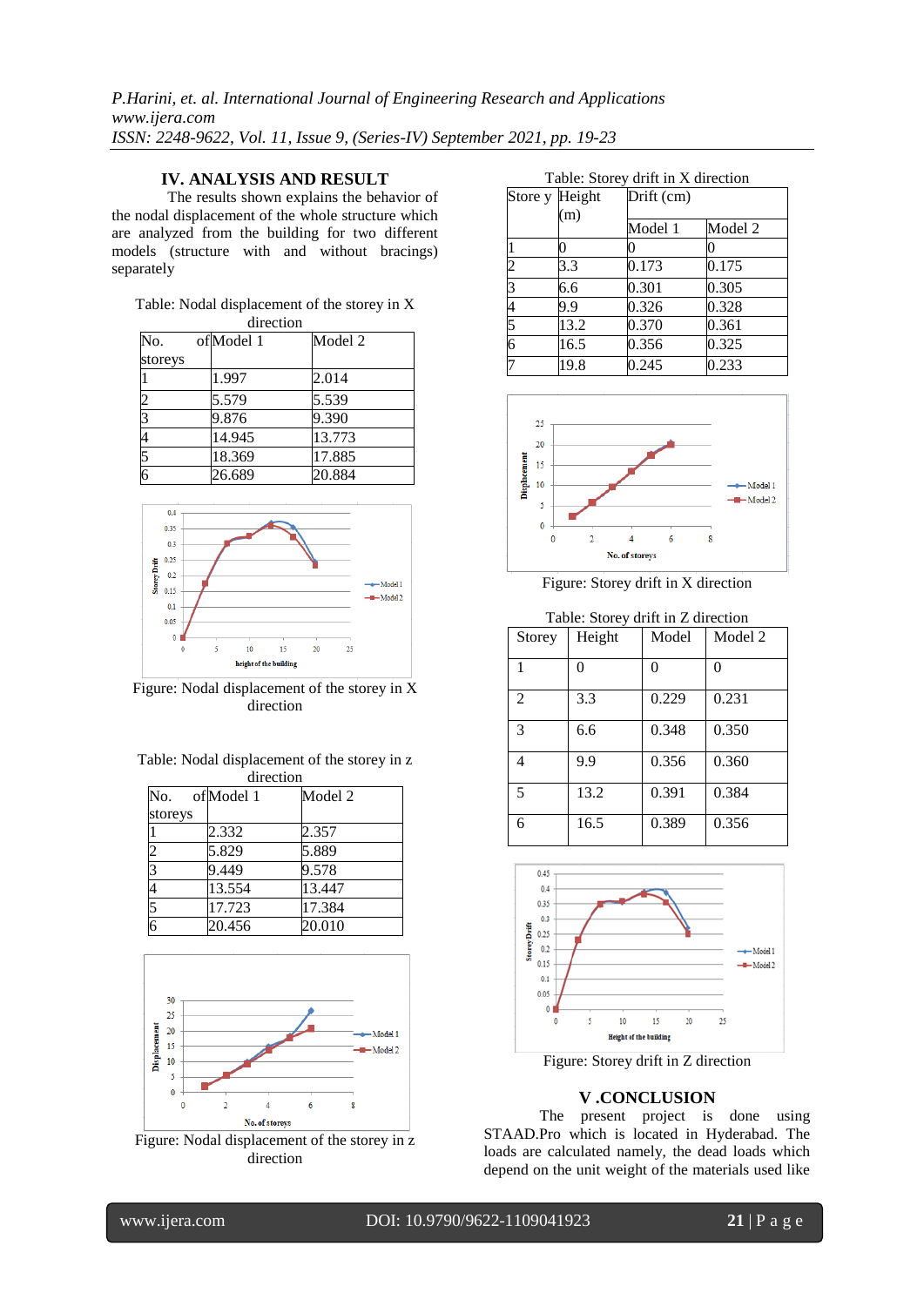## IV. ANALYSIS AND RESULT

The results shown explains the behavior of the nodal displacement of the whole structure which are analyzed from the building for two different models (structure with and without bracings) separately

Table: Nodal displacement of the storey in X direction

| No. of storeys | Model 1 | Model 2 |
|---|---|---|
| 1 | 1.997 | 2.014 |
| 2 | 5.579 | 5.539 |
| 3 | 9.876 | 9.390 |
| 4 | 14.945 | 13.773 |
| 5 | 18.369 | 17.885 |
| 6 | 26.689 | 20.884 |

Figure: Nodal displacement of the storey in X direction

Table: Nodal displacement of the storey in z direction

| No. of storeys | Model 1 | Model 2 |
|---|---|---|
| 1 | 2.332 | 2.357 |
| 2 | 5.829 | 5.889 |
| 3 | 9.449 | 9.578 |
| 4 | 13.554 | 13.447 |
| 5 | 17.723 | 17.384 |
| 6 | 20.456 | 20.010 |

Figure: Nodal displacement of the storey in z direction

Table: Storey drift in X direction

| Store y | Height (m) | Drift (cm) | |
|---|---|---|---|
| | | Model 1 | Model 2 |
| 1 | 0 | 0 | 0 |
| 2 | 3.3 | 0.173 | 0.175 |
| 3 | 6.6 | 0.301 | 0.305 |
| 4 | 9.9 | 0.326 | 0.328 |
| 5 | 13.2 | 0.370 | 0.361 |
| 6 | 16.5 | 0.356 | 0.325 |
| 7 | 19.8 | 0.245 | 0.233 |

Figure: Storey drift in X direction

Table: Storey drift in Z direction

| Storey | Height | Model | Model 2 |
|---|---|---|---|
| 1 | 0 | 0 | 0 |
| 2 | 3.3 | 0.229 | 0.231 |
| 3 | 6.6 | 0.348 | 0.350 |
| 4 | 9.9 | 0.356 | 0.360 |
| 5 | 13.2 | 0.391 | 0.384 |
| 6 | 16.5 | 0.389 | 0.356 |

Figure: Storey drift in Z direction

## V .CONCLUSION

The present project is done using STAAD.Pro which is located in Hyderabad. The loads are calculated namely, the dead loads which depend on the unit weight of the materials used like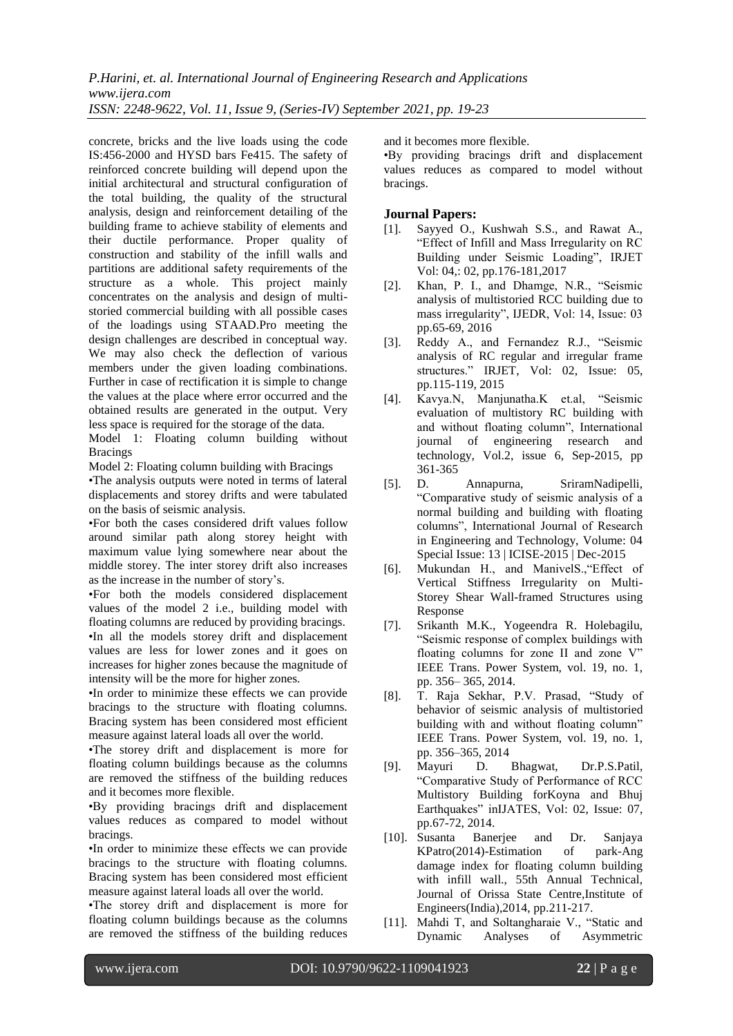concrete, bricks and the live loads using the code IS:456-2000 and HYSD bars Fe415. The safety of reinforced concrete building will depend upon the initial architectural and structural configuration of the total building, the quality of the structural analysis, design and reinforcement detailing of the building frame to achieve stability of elements and their ductile performance. Proper quality of construction and stability of the infill walls and partitions are additional safety requirements of the structure as a whole. This project mainly concentrates on the analysis and design of multi-storied commercial building with all possible cases of the loadings using STAAD.Pro meeting the design challenges are described in conceptual way. We may also check the deflection of various members under the given loading combinations. Further in case of rectification it is simple to change the values at the place where error occurred and the obtained results are generated in the output. Very less space is required for the storage of the data.

Model 1: Floating column building without Bracings

Model 2: Floating column building with Bracings

•The analysis outputs were noted in terms of lateral displacements and storey drifts and were tabulated on the basis of seismic analysis.

•For both the cases considered drift values follow around similar path along storey height with maximum value lying somewhere near about the middle storey. The inter storey drift also increases as the increase in the number of story's.

•For both the models considered displacement values of the model 2 i.e., building model with floating columns are reduced by providing bracings.

•In all the models storey drift and displacement values are less for lower zones and it goes on increases for higher zones because the magnitude of intensity will be the more for higher zones.

•In order to minimize these effects we can provide bracings to the structure with floating columns. Bracing system has been considered most efficient measure against lateral loads all over the world.

•The storey drift and displacement is more for floating column buildings because as the columns are removed the stiffness of the building reduces and it becomes more flexible.

•By providing bracings drift and displacement values reduces as compared to model without bracings.

•In order to minimize these effects we can provide bracings to the structure with floating columns. Bracing system has been considered most efficient measure against lateral loads all over the world.

•The storey drift and displacement is more for floating column buildings because as the columns are removed the stiffness of the building reduces and it becomes more flexible.

•By providing bracings drift and displacement values reduces as compared to model without bracings.

## Journal Papers:

[1]. Sayyed O., Kushwah S.S., and Rawat A., "Effect of Infill and Mass Irregularity on RC Building under Seismic Loading", IRJET Vol: 04,: 02, pp.176-181,2017

[2]. Khan, P. I., and Dhamge, N.R., "Seismic analysis of multistoried RCC building due to mass irregularity", IJEDR, Vol: 14, Issue: 03 pp.65-69, 2016

[3]. Reddy A., and Fernandez R.J., "Seismic analysis of RC regular and irregular frame structures." IRJET, Vol: 02, Issue: 05, pp.115-119, 2015

[4]. Kavya.N, Manjunatha.K et.al, "Seismic evaluation of multistory RC building with and without floating column", International journal of engineering research and technology, Vol.2, issue 6, Sep-2015, pp 361-365

[5]. D. Annapurna, SriramNadipelli, "Comparative study of seismic analysis of a normal building and building with floating columns", International Journal of Research in Engineering and Technology, Volume: 04 Special Issue: 13 | ICISE-2015 | Dec-2015

[6]. Mukundan H., and ManivelS.,"Effect of Vertical Stiffness Irregularity on Multi-Storey Shear Wall-framed Structures using Response

[7]. Srikanth M.K., Yogeendra R. Holebagilu, "Seismic response of complex buildings with floating columns for zone II and zone V" IEEE Trans. Power System, vol. 19, no. 1, pp. 356– 365, 2014.

[8]. T. Raja Sekhar, P.V. Prasad, "Study of behavior of seismic analysis of multistoried building with and without floating column" IEEE Trans. Power System, vol. 19, no. 1, pp. 356–365, 2014

[9]. Mayuri D. Bhagwat, Dr.P.S.Patil, "Comparative Study of Performance of RCC Multistory Building forKoyna and Bhuj Earthquakes" inIJATES, Vol: 02, Issue: 07, pp.67-72, 2014.

[10]. Susanta Banerjee and Dr. Sanjaya KPatro(2014)-Estimation of park-Ang damage index for floating column building with infill wall., 55th Annual Technical, Journal of Orissa State Centre,Institute of Engineers(India),2014, pp.211-217.

[11]. Mahdi T, and Soltangharaie V., "Static and Dynamic Analyses of Asymmetric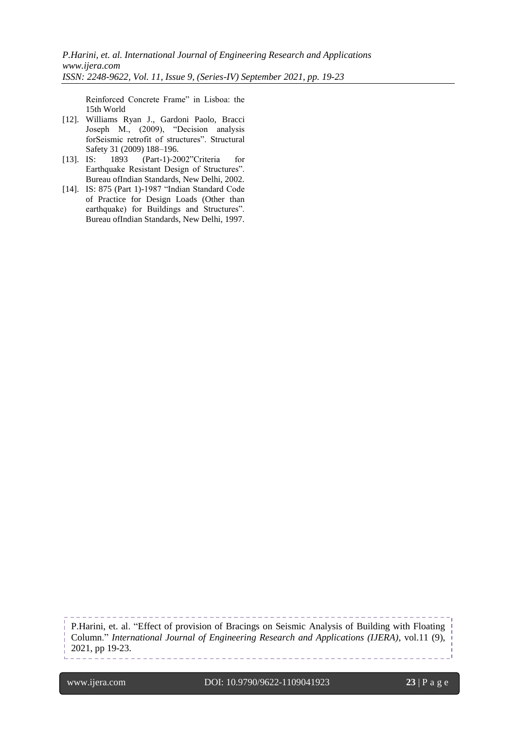Reinforced Concrete Frame" in Lisboa: the 15th World

[12]. Williams Ryan J., Gardoni Paolo, Bracci Joseph M., (2009), "Decision analysis forSeismic retrofit of structures". Structural Safety 31 (2009) 188–196.

[13]. IS: 1893 (Part-1)-2002"Criteria for Earthquake Resistant Design of Structures". Bureau ofIndian Standards, New Delhi, 2002.

[14]. IS: 875 (Part 1)-1987 "Indian Standard Code of Practice for Design Loads (Other than earthquake) for Buildings and Structures". Bureau ofIndian Standards, New Delhi, 1997.

P.Harini, et. al. "Effect of provision of Bracings on Seismic Analysis of Building with Floating Column." *International Journal of Engineering Research and Applications (IJERA)*, vol.11 (9), 2021, pp 19-23.